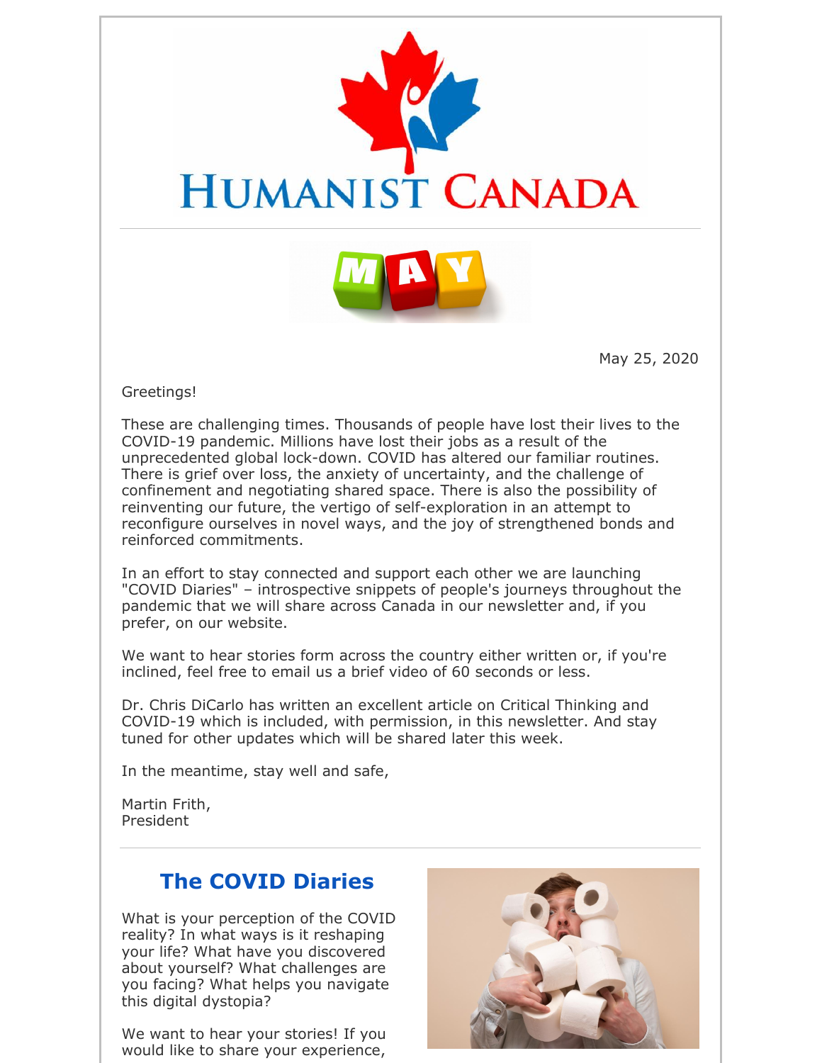# HUMANIST CANADA

May 25, 2020

Greetings!

These are challenging times. Thousands of people have lost their lives to the COVID-19 pandemic. Millions have lost their jobs as a result of the unprecedented global lock-down. COVID has altered our familiar routines. There is grief over loss, the anxiety of uncertainty, and the challenge of confinement and negotiating shared space. There is also the possibility of reinventing our future, the vertigo of self-exploration in an attempt to reconfigure ourselves in novel ways, and the joy of strengthened bonds and reinforced commitments.

In an effort to stay connected and support each other we are launching "COVID Diaries" – introspective snippets of people's journeys throughout the pandemic that we will share across Canada in our newsletter and, if you prefer, on our website.

We want to hear stories form across the country either written or, if you're inclined, feel free to email us a brief video of 60 seconds or less.

Dr. Chris DiCarlo has written an excellent article on Critical Thinking and COVID-19 which is included, with permission, in this newsletter. And stay tuned for other updates which will be shared later this week.

In the meantime, stay well and safe,

Martin Frith,
President

## The COVID Diaries

What is your perception of the COVID reality? In what ways is it reshaping your life? What have you discovered about yourself? What challenges are you facing? What helps you navigate this digital dystopia?

We want to hear your stories! If you would like to share your experience,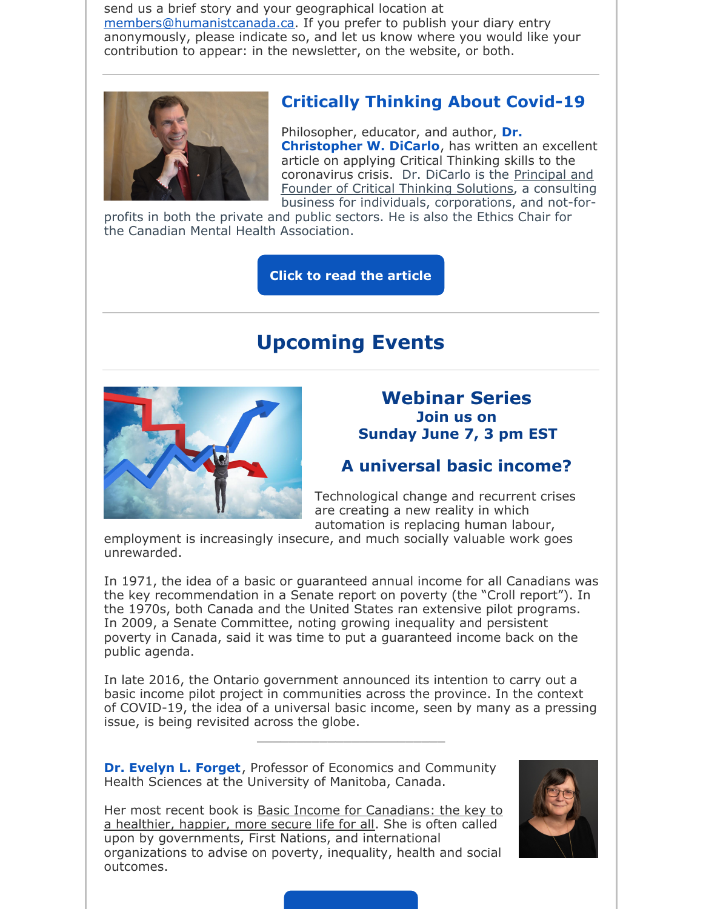send us a brief story and your geographical location at members@humanistcanada.ca. If you prefer to publish your diary entry anonymously, please indicate so, and let us know where you would like your contribution to appear: in the newsletter, on the website, or both.

---

## Critically Thinking About Covid-19

Philosopher, educator, and author, **Dr. Christopher W. DiCarlo**, has written an excellent article on applying Critical Thinking skills to the coronavirus crisis. Dr. DiCarlo is the Principal and Founder of Critical Thinking Solutions, a consulting business for individuals, corporations, and not-for-profits in both the private and public sectors. He is also the Ethics Chair for the Canadian Mental Health Association.

**Click to read the article**

---

# Upcoming Events

---

## Webinar Series

### Join us on Sunday June 7, 3 pm EST

### A universal basic income?

Technological change and recurrent crises are creating a new reality in which automation is replacing human labour, employment is increasingly insecure, and much socially valuable work goes unrewarded.

In 1971, the idea of a basic or guaranteed annual income for all Canadians was the key recommendation in a Senate report on poverty (the "Croll report"). In the 1970s, both Canada and the United States ran extensive pilot programs. In 2009, a Senate Committee, noting growing inequality and persistent poverty in Canada, said it was time to put a guaranteed income back on the public agenda.

In late 2016, the Ontario government announced its intention to carry out a basic income pilot project in communities across the province. In the context of COVID-19, the idea of a universal basic income, seen by many as a pressing issue, is being revisited across the globe.

\_\_\_\_\_\_\_\_\_\_\_\_\_\_\_\_\_\_\_\_\_\_\_\_\_\_

**Dr. Evelyn L. Forget**, Professor of Economics and Community Health Sciences at the University of Manitoba, Canada.

Her most recent book is Basic Income for Canadians: the key to a healthier, happier, more secure life for all. She is often called upon by governments, First Nations, and international organizations to advise on poverty, inequality, health and social outcomes.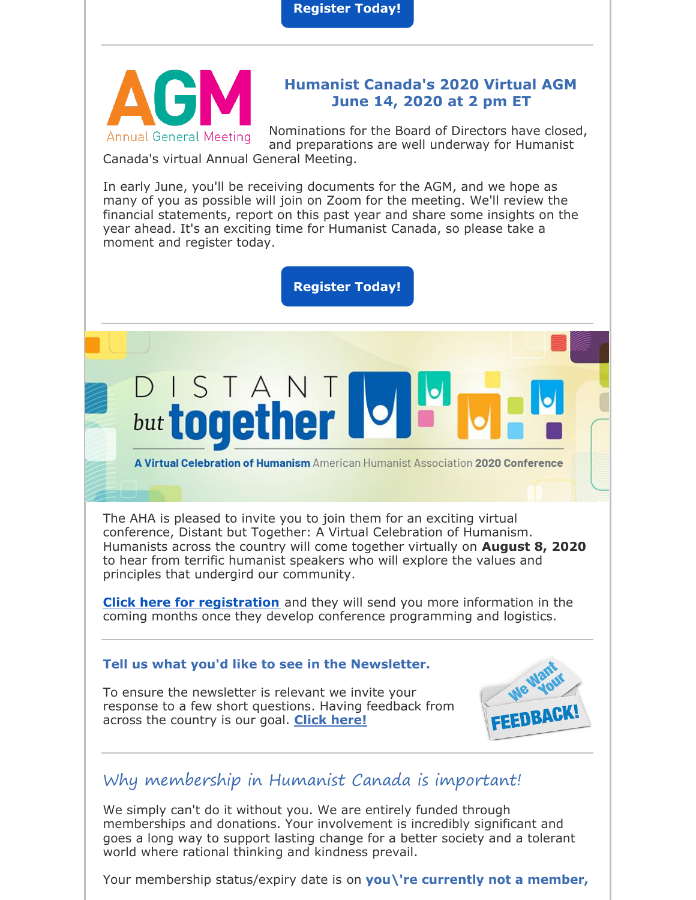**Register Today!**

---

AGM
Annual General Meeting

### Humanist Canada's 2020 Virtual AGM
### June 14, 2020 at 2 pm ET

Nominations for the Board of Directors have closed, and preparations are well underway for Humanist Canada's virtual Annual General Meeting.

In early June, you'll be receiving documents for the AGM, and we hope as many of you as possible will join on Zoom for the meeting. We'll review the financial statements, report on this past year and share some insights on the year ahead. It's an exciting time for Humanist Canada, so please take a moment and register today.

**Register Today!**

---

DISTANT but together

A Virtual Celebration of Humanism American Humanist Association 2020 Conference

The AHA is pleased to invite you to join them for an exciting virtual conference, Distant but Together: A Virtual Celebration of Humanism. Humanists across the country will come together virtually on **August 8, 2020** to hear from terrific humanist speakers who will explore the values and principles that undergird our community.

**Click here for registration** and they will send you more information in the coming months once they develop conference programming and logistics.

---

### Tell us what you'd like to see in the Newsletter.

To ensure the newsletter is relevant we invite your response to a few short questions. Having feedback from across the country is our goal. **Click here!**

We Want Your FEEDBACK!

---

## *Why membership in Humanist Canada is important!*

We simply can't do it without you. We are entirely funded through memberships and donations. Your involvement is incredibly significant and goes a long way to support lasting change for a better society and a tolerant world where rational thinking and kindness prevail.

Your membership status/expiry date is on **you\'re currently not a member,**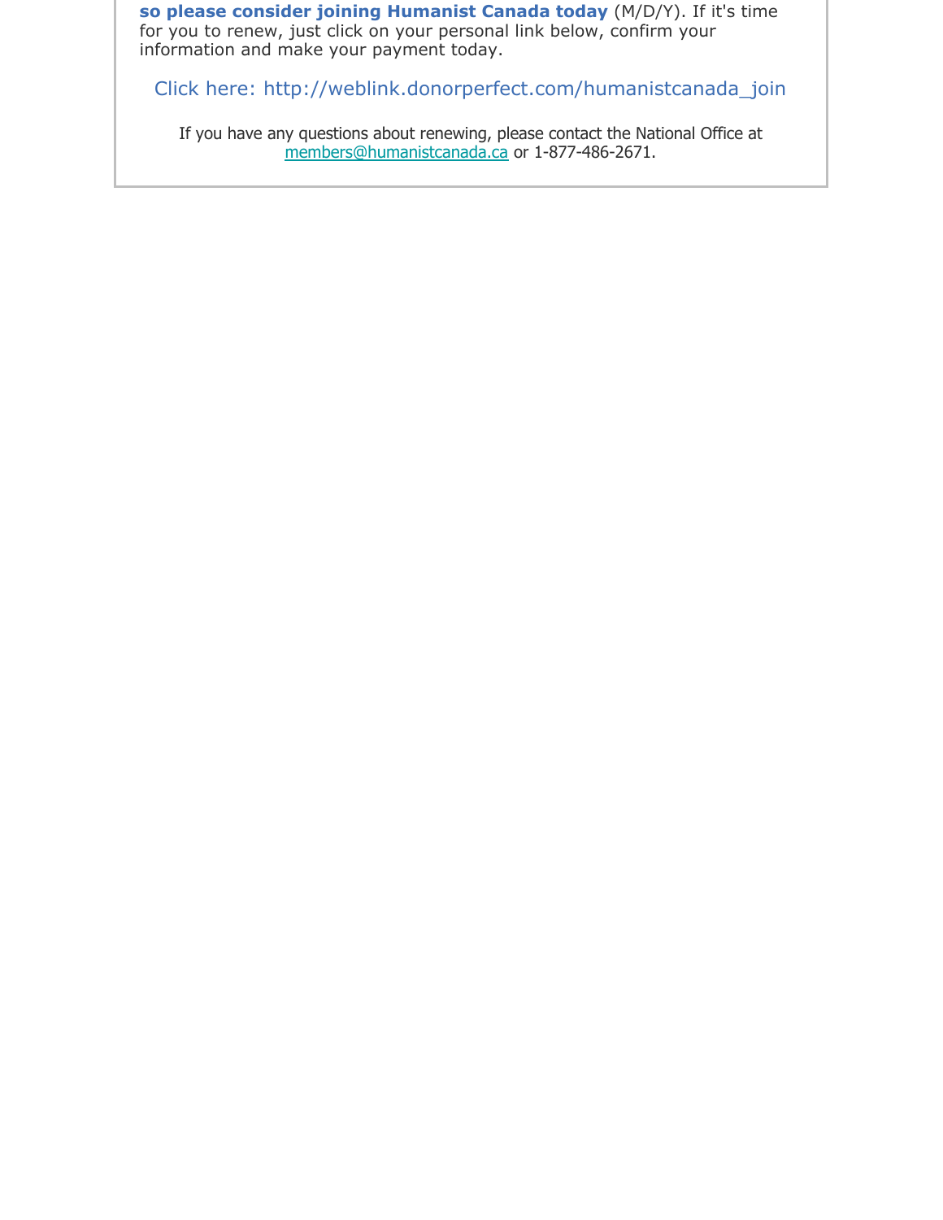**so please consider joining Humanist Canada today** (M/D/Y). If it's time for you to renew, just click on your personal link below, confirm your information and make your payment today.

Click here: http://weblink.donorperfect.com/humanistcanada_join

If you have any questions about renewing, please contact the National Office at members@humanistcanada.ca or 1-877-486-2671.